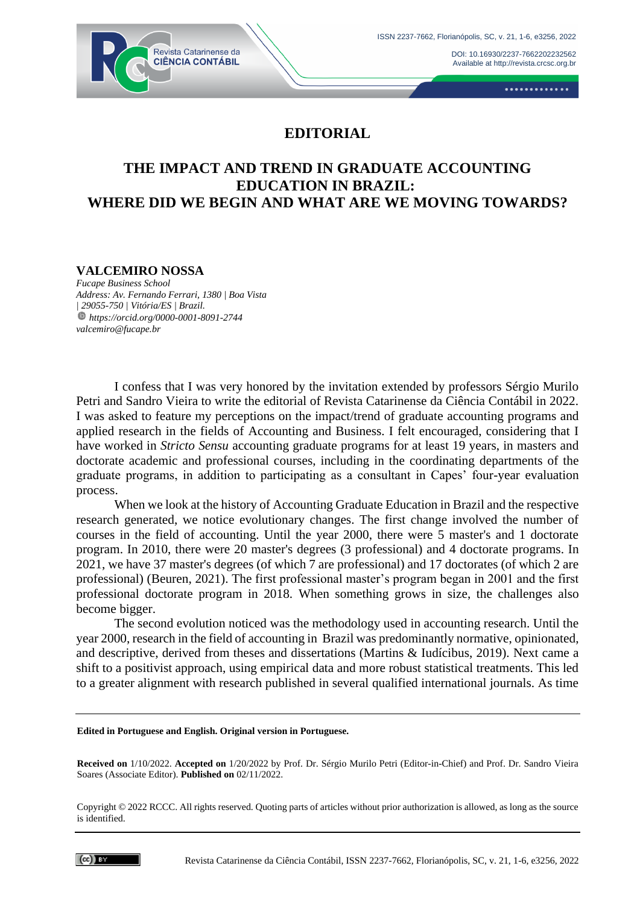# EDITORIAL

## THE IMPACT AND TREND IN GRADUATE ACCOUNTING EDUCATION IN BRAZIL: WHERE DID WE BEGIN AND WHAT ARE WE MOVING TOWARDS?

**VALCEMIRO NOSSA**
*Fucape Business School*
*Address: Av. Fernando Ferrari, 1380 | Boa Vista | 29055-750 | Vitória/ES | Brazil.*
*https://orcid.org/0000-0001-8091-2744*
*valcemiro@fucape.br*

I confess that I was very honored by the invitation extended by professors Sérgio Murilo Petri and Sandro Vieira to write the editorial of Revista Catarinense da Ciência Contábil in 2022. I was asked to feature my perceptions on the impact/trend of graduate accounting programs and applied research in the fields of Accounting and Business. I felt encouraged, considering that I have worked in *Stricto Sensu* accounting graduate programs for at least 19 years, in masters and doctorate academic and professional courses, including in the coordinating departments of the graduate programs, in addition to participating as a consultant in Capes' four-year evaluation process.

When we look at the history of Accounting Graduate Education in Brazil and the respective research generated, we notice evolutionary changes. The first change involved the number of courses in the field of accounting. Until the year 2000, there were 5 master's and 1 doctorate program. In 2010, there were 20 master's degrees (3 professional) and 4 doctorate programs. In 2021, we have 37 master's degrees (of which 7 are professional) and 17 doctorates (of which 2 are professional) (Beuren, 2021). The first professional master's program began in 2001 and the first professional doctorate program in 2018. When something grows in size, the challenges also become bigger.

The second evolution noticed was the methodology used in accounting research. Until the year 2000, research in the field of accounting in Brazil was predominantly normative, opinionated, and descriptive, derived from theses and dissertations (Martins & Iudícibus, 2019). Next came a shift to a positivist approach, using empirical data and more robust statistical treatments. This led to a greater alignment with research published in several qualified international journals. As time

---

**Edited in Portuguese and English. Original version in Portuguese.**

**Received on** 1/10/2022. **Accepted on** 1/20/2022 by Prof. Dr. Sérgio Murilo Petri (Editor-in-Chief) and Prof. Dr. Sandro Vieira Soares (Associate Editor). **Published on** 02/11/2022.

Copyright © 2022 RCCC. All rights reserved. Quoting parts of articles without prior authorization is allowed, as long as the source is identified.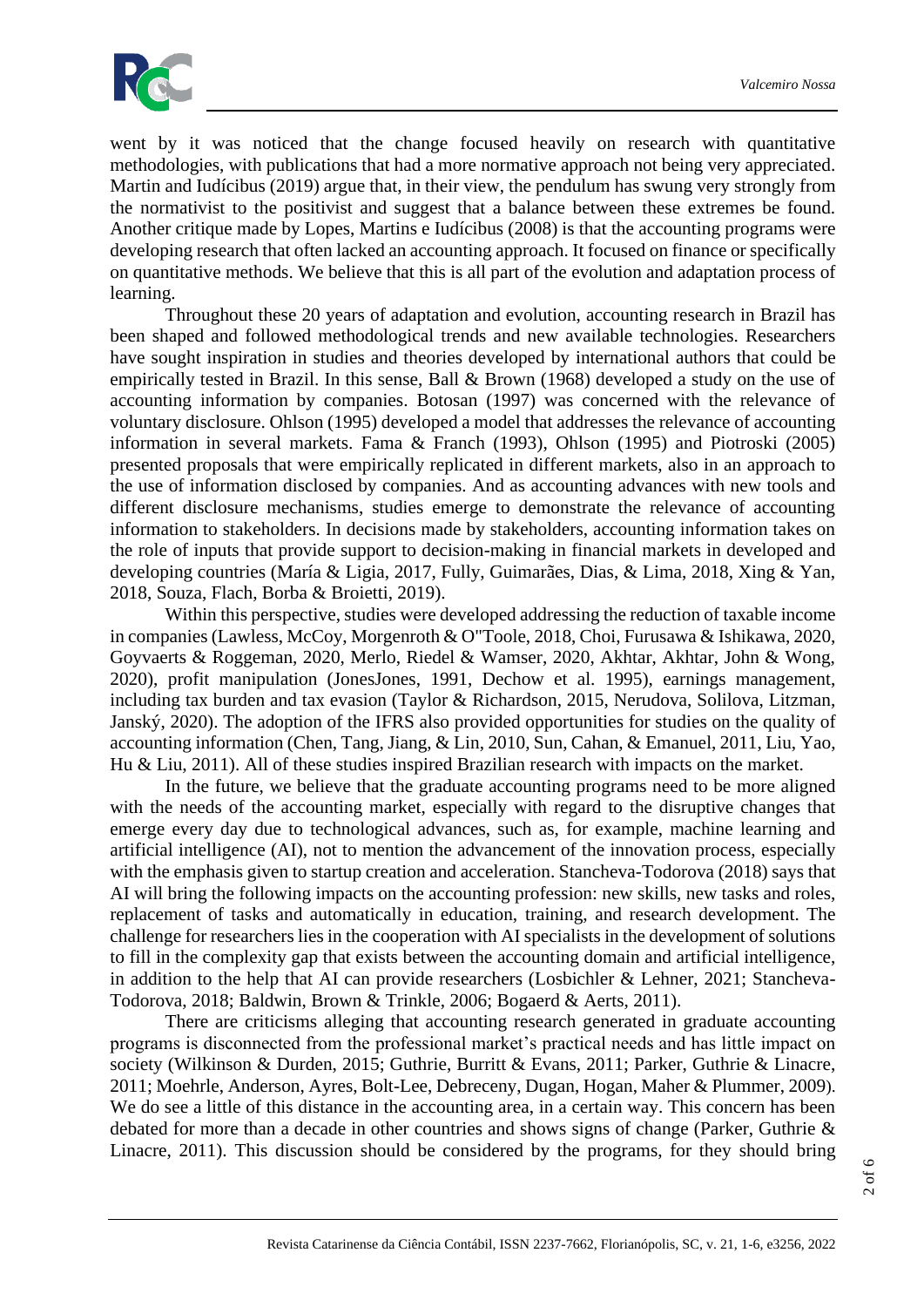went by it was noticed that the change focused heavily on research with quantitative methodologies, with publications that had a more normative approach not being very appreciated. Martin and Iudícibus (2019) argue that, in their view, the pendulum has swung very strongly from the normativist to the positivist and suggest that a balance between these extremes be found. Another critique made by Lopes, Martins e Iudícibus (2008) is that the accounting programs were developing research that often lacked an accounting approach. It focused on finance or specifically on quantitative methods. We believe that this is all part of the evolution and adaptation process of learning.

Throughout these 20 years of adaptation and evolution, accounting research in Brazil has been shaped and followed methodological trends and new available technologies. Researchers have sought inspiration in studies and theories developed by international authors that could be empirically tested in Brazil. In this sense, Ball & Brown (1968) developed a study on the use of accounting information by companies. Botosan (1997) was concerned with the relevance of voluntary disclosure. Ohlson (1995) developed a model that addresses the relevance of accounting information in several markets. Fama & Franch (1993), Ohlson (1995) and Piotroski (2005) presented proposals that were empirically replicated in different markets, also in an approach to the use of information disclosed by companies. And as accounting advances with new tools and different disclosure mechanisms, studies emerge to demonstrate the relevance of accounting information to stakeholders. In decisions made by stakeholders, accounting information takes on the role of inputs that provide support to decision-making in financial markets in developed and developing countries (María & Ligia, 2017, Fully, Guimarães, Dias, & Lima, 2018, Xing & Yan, 2018, Souza, Flach, Borba & Broietti, 2019).

Within this perspective, studies were developed addressing the reduction of taxable income in companies (Lawless, McCoy, Morgenroth & O"Toole, 2018, Choi, Furusawa & Ishikawa, 2020, Goyvaerts & Roggeman, 2020, Merlo, Riedel & Wamser, 2020, Akhtar, Akhtar, John & Wong, 2020), profit manipulation (JonesJones, 1991, Dechow et al. 1995), earnings management, including tax burden and tax evasion (Taylor & Richardson, 2015, Nerudova, Solilova, Litzman, Janský, 2020). The adoption of the IFRS also provided opportunities for studies on the quality of accounting information (Chen, Tang, Jiang, & Lin, 2010, Sun, Cahan, & Emanuel, 2011, Liu, Yao, Hu & Liu, 2011). All of these studies inspired Brazilian research with impacts on the market.

In the future, we believe that the graduate accounting programs need to be more aligned with the needs of the accounting market, especially with regard to the disruptive changes that emerge every day due to technological advances, such as, for example, machine learning and artificial intelligence (AI), not to mention the advancement of the innovation process, especially with the emphasis given to startup creation and acceleration. Stancheva-Todorova (2018) says that AI will bring the following impacts on the accounting profession: new skills, new tasks and roles, replacement of tasks and automatically in education, training, and research development. The challenge for researchers lies in the cooperation with AI specialists in the development of solutions to fill in the complexity gap that exists between the accounting domain and artificial intelligence, in addition to the help that AI can provide researchers (Losbichler & Lehner, 2021; Stancheva-Todorova, 2018; Baldwin, Brown & Trinkle, 2006; Bogaerd & Aerts, 2011).

There are criticisms alleging that accounting research generated in graduate accounting programs is disconnected from the professional market's practical needs and has little impact on society (Wilkinson & Durden, 2015; Guthrie, Burritt & Evans, 2011; Parker, Guthrie & Linacre, 2011; Moehrle, Anderson, Ayres, Bolt-Lee, Debreceny, Dugan, Hogan, Maher & Plummer, 2009). We do see a little of this distance in the accounting area, in a certain way. This concern has been debated for more than a decade in other countries and shows signs of change (Parker, Guthrie & Linacre, 2011). This discussion should be considered by the programs, for they should bring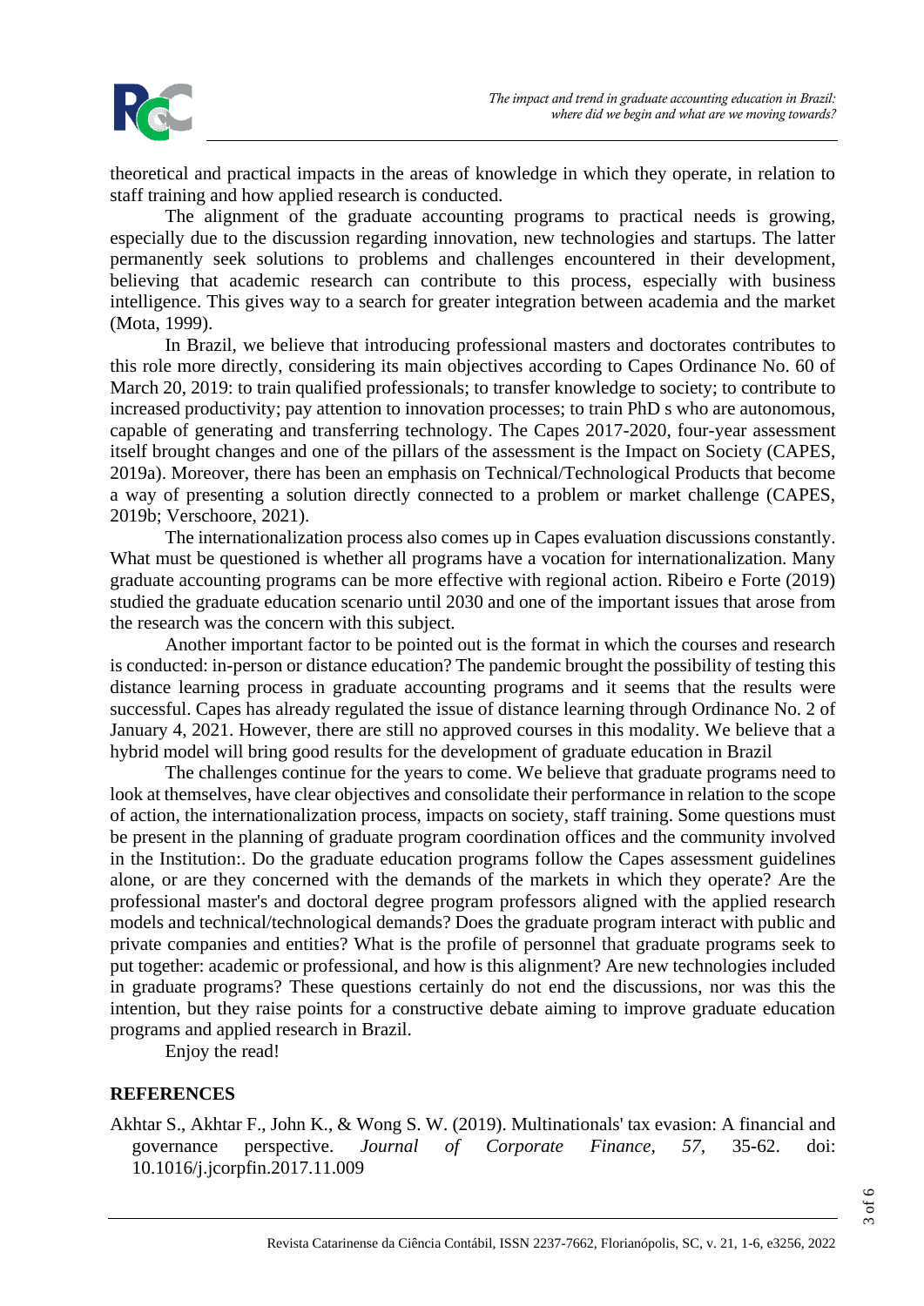theoretical and practical impacts in the areas of knowledge in which they operate, in relation to staff training and how applied research is conducted.

The alignment of the graduate accounting programs to practical needs is growing, especially due to the discussion regarding innovation, new technologies and startups. The latter permanently seek solutions to problems and challenges encountered in their development, believing that academic research can contribute to this process, especially with business intelligence. This gives way to a search for greater integration between academia and the market (Mota, 1999).

In Brazil, we believe that introducing professional masters and doctorates contributes to this role more directly, considering its main objectives according to Capes Ordinance No. 60 of March 20, 2019: to train qualified professionals; to transfer knowledge to society; to contribute to increased productivity; pay attention to innovation processes; to train PhD s who are autonomous, capable of generating and transferring technology. The Capes 2017-2020, four-year assessment itself brought changes and one of the pillars of the assessment is the Impact on Society (CAPES, 2019a). Moreover, there has been an emphasis on Technical/Technological Products that become a way of presenting a solution directly connected to a problem or market challenge (CAPES, 2019b; Verschoore, 2021).

The internationalization process also comes up in Capes evaluation discussions constantly. What must be questioned is whether all programs have a vocation for internationalization. Many graduate accounting programs can be more effective with regional action. Ribeiro e Forte (2019) studied the graduate education scenario until 2030 and one of the important issues that arose from the research was the concern with this subject.

Another important factor to be pointed out is the format in which the courses and research is conducted: in-person or distance education? The pandemic brought the possibility of testing this distance learning process in graduate accounting programs and it seems that the results were successful. Capes has already regulated the issue of distance learning through Ordinance No. 2 of January 4, 2021. However, there are still no approved courses in this modality. We believe that a hybrid model will bring good results for the development of graduate education in Brazil

The challenges continue for the years to come. We believe that graduate programs need to look at themselves, have clear objectives and consolidate their performance in relation to the scope of action, the internationalization process, impacts on society, staff training. Some questions must be present in the planning of graduate program coordination offices and the community involved in the Institution:. Do the graduate education programs follow the Capes assessment guidelines alone, or are they concerned with the demands of the markets in which they operate? Are the professional master's and doctoral degree program professors aligned with the applied research models and technical/technological demands? Does the graduate program interact with public and private companies and entities? What is the profile of personnel that graduate programs seek to put together: academic or professional, and how is this alignment? Are new technologies included in graduate programs? These questions certainly do not end the discussions, nor was this the intention, but they raise points for a constructive debate aiming to improve graduate education programs and applied research in Brazil.

Enjoy the read!

## REFERENCES

Akhtar S., Akhtar F., John K., & Wong S. W. (2019). Multinationals' tax evasion: A financial and governance perspective. *Journal of Corporate Finance, 57,* 35-62. doi: 10.1016/j.jcorpfin.2017.11.009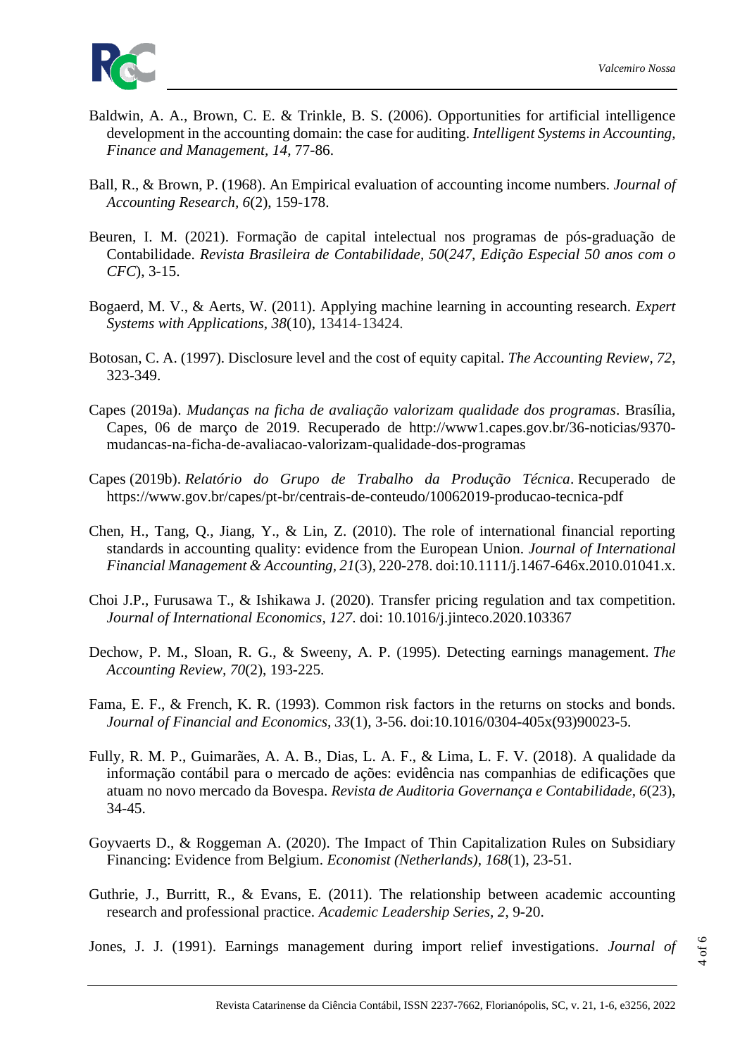Baldwin, A. A., Brown, C. E. & Trinkle, B. S. (2006). Opportunities for artificial intelligence development in the accounting domain: the case for auditing. *Intelligent Systems in Accounting, Finance and Management*, *14*, 77-86.

Ball, R., & Brown, P. (1968). An Empirical evaluation of accounting income numbers. *Journal of Accounting Research*, *6*(2), 159-178.

Beuren, I. M. (2021). Formação de capital intelectual nos programas de pós-graduação de Contabilidade. *Revista Brasileira de Contabilidade*, *50*(*247, Edição Especial 50 anos com o CFC*), 3-15.

Bogaerd, M. V., & Aerts, W. (2011). Applying machine learning in accounting research. *Expert Systems with Applications*, *38*(10), 13414-13424.

Botosan, C. A. (1997). Disclosure level and the cost of equity capital. *The Accounting Review*, *72*, 323-349.

Capes (2019a). *Mudanças na ficha de avaliação valorizam qualidade dos programas*. Brasília, Capes, 06 de março de 2019. Recuperado de http://www1.capes.gov.br/36-noticias/9370-mudancas-na-ficha-de-avaliacao-valorizam-qualidade-dos-programas

Capes (2019b). *Relatório do Grupo de Trabalho da Produção Técnica*. Recuperado de https://www.gov.br/capes/pt-br/centrais-de-conteudo/10062019-producao-tecnica-pdf

Chen, H., Tang, Q., Jiang, Y., & Lin, Z. (2010). The role of international financial reporting standards in accounting quality: evidence from the European Union. *Journal of International Financial Management & Accounting*, *21*(3), 220-278. doi:10.1111/j.1467-646x.2010.01041.x.

Choi J.P., Furusawa T., & Ishikawa J. (2020). Transfer pricing regulation and tax competition. *Journal of International Economics*, *127*. doi: 10.1016/j.jinteco.2020.103367

Dechow, P. M., Sloan, R. G., & Sweeny, A. P. (1995). Detecting earnings management. *The Accounting Review*, *70*(2), 193-225.

Fama, E. F., & French, K. R. (1993). Common risk factors in the returns on stocks and bonds. *Journal of Financial and Economics*, *33*(1), 3-56. doi:10.1016/0304-405x(93)90023-5.

Fully, R. M. P., Guimarães, A. A. B., Dias, L. A. F., & Lima, L. F. V. (2018). A qualidade da informação contábil para o mercado de ações: evidência nas companhias de edificações que atuam no novo mercado da Bovespa. *Revista de Auditoria Governança e Contabilidade*, *6*(23), 34-45.

Goyvaerts D., & Roggeman A. (2020). The Impact of Thin Capitalization Rules on Subsidiary Financing: Evidence from Belgium. *Economist (Netherlands)*, *168*(1), 23-51.

Guthrie, J., Burritt, R., & Evans, E. (2011). The relationship between academic accounting research and professional practice. *Academic Leadership Series*, *2*, 9-20.

Jones, J. J. (1991). Earnings management during import relief investigations. *Journal of*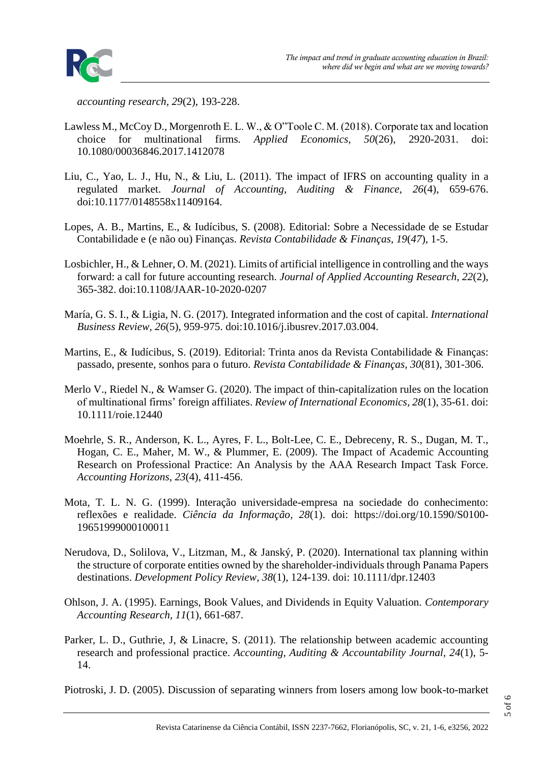*accounting research, 29*(2), 193-228.

Lawless M., McCoy D., Morgenroth E. L. W., & O"Toole C. M. (2018). Corporate tax and location choice for multinational firms. *Applied Economics, 50*(26), 2920-2031. doi: 10.1080/00036846.2017.1412078

Liu, C., Yao, L. J., Hu, N., & Liu, L. (2011). The impact of IFRS on accounting quality in a regulated market. *Journal of Accounting, Auditing & Finance, 26*(4), 659-676. doi:10.1177/0148558x11409164.

Lopes, A. B., Martins, E., & Iudícibus, S. (2008). Editorial: Sobre a Necessidade de se Estudar Contabilidade e (e não ou) Finanças. *Revista Contabilidade & Finanças, 19*(*47*), 1-5.

Losbichler, H., & Lehner, O. M. (2021). Limits of artificial intelligence in controlling and the ways forward: a call for future accounting research. *Journal of Applied Accounting Research, 22*(2), 365-382. doi:10.1108/JAAR-10-2020-0207

María, G. S. I., & Ligia, N. G. (2017). Integrated information and the cost of capital. *International Business Review, 26*(5), 959-975. doi:10.1016/j.ibusrev.2017.03.004.

Martins, E., & Iudícibus, S. (2019). Editorial: Trinta anos da Revista Contabilidade & Finanças: passado, presente, sonhos para o futuro. *Revista Contabilidade & Finanças, 30*(81), 301-306.

Merlo V., Riedel N., & Wamser G. (2020). The impact of thin-capitalization rules on the location of multinational firms' foreign affiliates. *Review of International Economics, 28*(1), 35-61. doi: 10.1111/roie.12440

Moehrle, S. R., Anderson, K. L., Ayres, F. L., Bolt-Lee, C. E., Debreceny, R. S., Dugan, M. T., Hogan, C. E., Maher, M. W., & Plummer, E. (2009). The Impact of Academic Accounting Research on Professional Practice: An Analysis by the AAA Research Impact Task Force. *Accounting Horizons, 23*(4), 411-456.

Mota, T. L. N. G. (1999). Interação universidade-empresa na sociedade do conhecimento: reflexões e realidade. *Ciência da Informação, 28*(1). doi: https://doi.org/10.1590/S0100-19651999000100011

Nerudova, D., Solilova, V., Litzman, M., & Janský, P. (2020). International tax planning within the structure of corporate entities owned by the shareholder-individuals through Panama Papers destinations. *Development Policy Review, 38*(1), 124-139. doi: 10.1111/dpr.12403

Ohlson, J. A. (1995). Earnings, Book Values, and Dividends in Equity Valuation. *Contemporary Accounting Research, 11*(1), 661-687.

Parker, L. D., Guthrie, J, & Linacre, S. (2011). The relationship between academic accounting research and professional practice. *Accounting, Auditing & Accountability Journal, 24*(1), 5-14.

Piotroski, J. D. (2005). Discussion of separating winners from losers among low book-to-market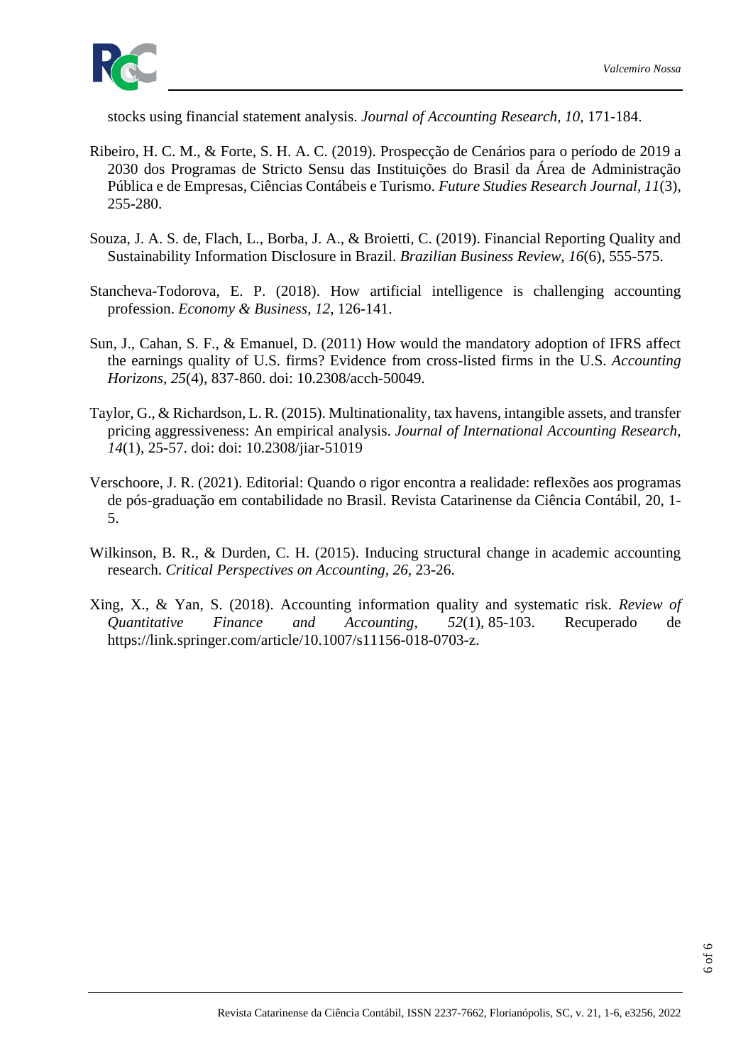stocks using financial statement analysis. *Journal of Accounting Research, 10*, 171-184.

Ribeiro, H. C. M., & Forte, S. H. A. C. (2019). Prospecção de Cenários para o período de 2019 a 2030 dos Programas de Stricto Sensu das Instituições do Brasil da Área de Administração Pública e de Empresas, Ciências Contábeis e Turismo. *Future Studies Research Journal*, *11*(3), 255-280.

Souza, J. A. S. de, Flach, L., Borba, J. A., & Broietti, C. (2019). Financial Reporting Quality and Sustainability Information Disclosure in Brazil. *Brazilian Business Review, 16*(6), 555-575.

Stancheva-Todorova, E. P. (2018). How artificial intelligence is challenging accounting profession. *Economy & Business, 12*, 126-141.

Sun, J., Cahan, S. F., & Emanuel, D. (2011) How would the mandatory adoption of IFRS affect the earnings quality of U.S. firms? Evidence from cross-listed firms in the U.S. *Accounting Horizons, 25*(4), 837-860. doi: 10.2308/acch-50049.

Taylor, G., & Richardson, L. R. (2015). Multinationality, tax havens, intangible assets, and transfer pricing aggressiveness: An empirical analysis. *Journal of International Accounting Research, 14*(1), 25-57. doi: doi: 10.2308/jiar-51019

Verschoore, J. R. (2021). Editorial: Quando o rigor encontra a realidade: reflexões aos programas de pós-graduação em contabilidade no Brasil. Revista Catarinense da Ciência Contábil, 20, 1-5.

Wilkinson, B. R., & Durden, C. H. (2015). Inducing structural change in academic accounting research. *Critical Perspectives on Accounting, 26*, 23-26.

Xing, X., & Yan, S. (2018). Accounting information quality and systematic risk. *Review of Quantitative Finance and Accounting*, *52*(1), 85-103. Recuperado de https://link.springer.com/article/10.1007/s11156-018-0703-z.